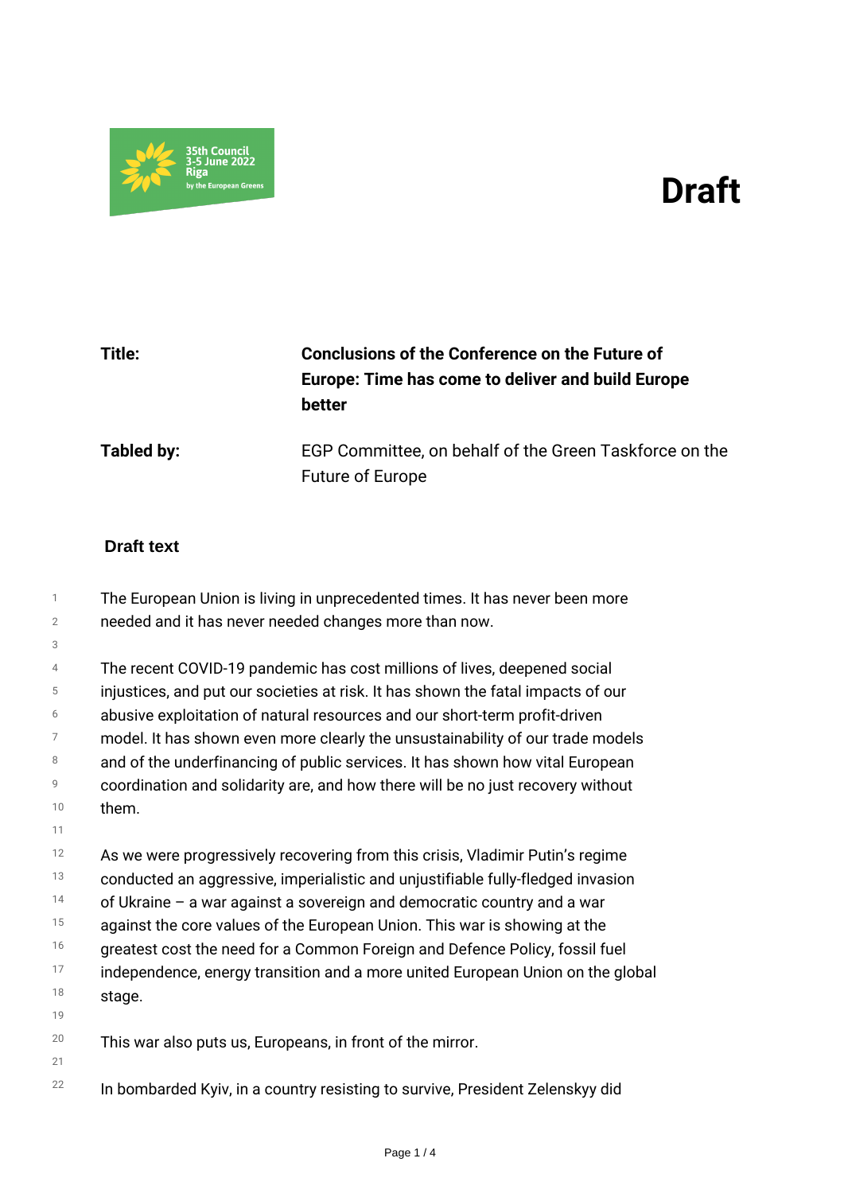35th Council
3-5 June 2022
Riga
by the European Greens

# Draft

| | |
|---|---|
| **Title:** | **Conclusions of the Conference on the Future of Europe: Time has come to deliver and build Europe better** |
| **Tabled by:** | EGP Committee, on behalf of the Green Taskforce on the Future of Europe |

## Draft text

The European Union is living in unprecedented times. It has never been more needed and it has never needed changes more than now.

The recent COVID-19 pandemic has cost millions of lives, deepened social injustices, and put our societies at risk. It has shown the fatal impacts of our abusive exploitation of natural resources and our short-term profit-driven model. It has shown even more clearly the unsustainability of our trade models and of the underfinancing of public services. It has shown how vital European coordination and solidarity are, and how there will be no just recovery without them.

As we were progressively recovering from this crisis, Vladimir Putin's regime conducted an aggressive, imperialistic and unjustifiable fully-fledged invasion of Ukraine – a war against a sovereign and democratic country and a war against the core values of the European Union. This war is showing at the greatest cost the need for a Common Foreign and Defence Policy, fossil fuel independence, energy transition and a more united European Union on the global stage.

This war also puts us, Europeans, in front of the mirror.

In bombarded Kyiv, in a country resisting to survive, President Zelenskyy did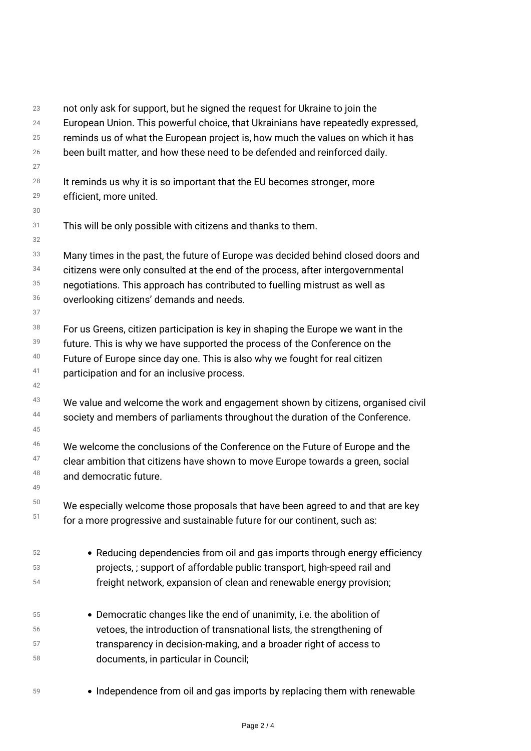not only ask for support, but he signed the request for Ukraine to join the European Union. This powerful choice, that Ukrainians have repeatedly expressed, reminds us of what the European project is, how much the values on which it has been built matter, and how these need to be defended and reinforced daily.

It reminds us why it is so important that the EU becomes stronger, more efficient, more united.

This will be only possible with citizens and thanks to them.

Many times in the past, the future of Europe was decided behind closed doors and citizens were only consulted at the end of the process, after intergovernmental negotiations. This approach has contributed to fuelling mistrust as well as overlooking citizens' demands and needs.

For us Greens, citizen participation is key in shaping the Europe we want in the future. This is why we have supported the process of the Conference on the Future of Europe since day one. This is also why we fought for real citizen participation and for an inclusive process.

We value and welcome the work and engagement shown by citizens, organised civil society and members of parliaments throughout the duration of the Conference.

We welcome the conclusions of the Conference on the Future of Europe and the clear ambition that citizens have shown to move Europe towards a green, social and democratic future.

We especially welcome those proposals that have been agreed to and that are key for a more progressive and sustainable future for our continent, such as:

- Reducing dependencies from oil and gas imports through energy efficiency projects, ; support of affordable public transport, high-speed rail and freight network, expansion of clean and renewable energy provision;
- Democratic changes like the end of unanimity, i.e. the abolition of vetoes, the introduction of transnational lists, the strengthening of transparency in decision-making, and a broader right of access to documents, in particular in Council;
- Independence from oil and gas imports by replacing them with renewable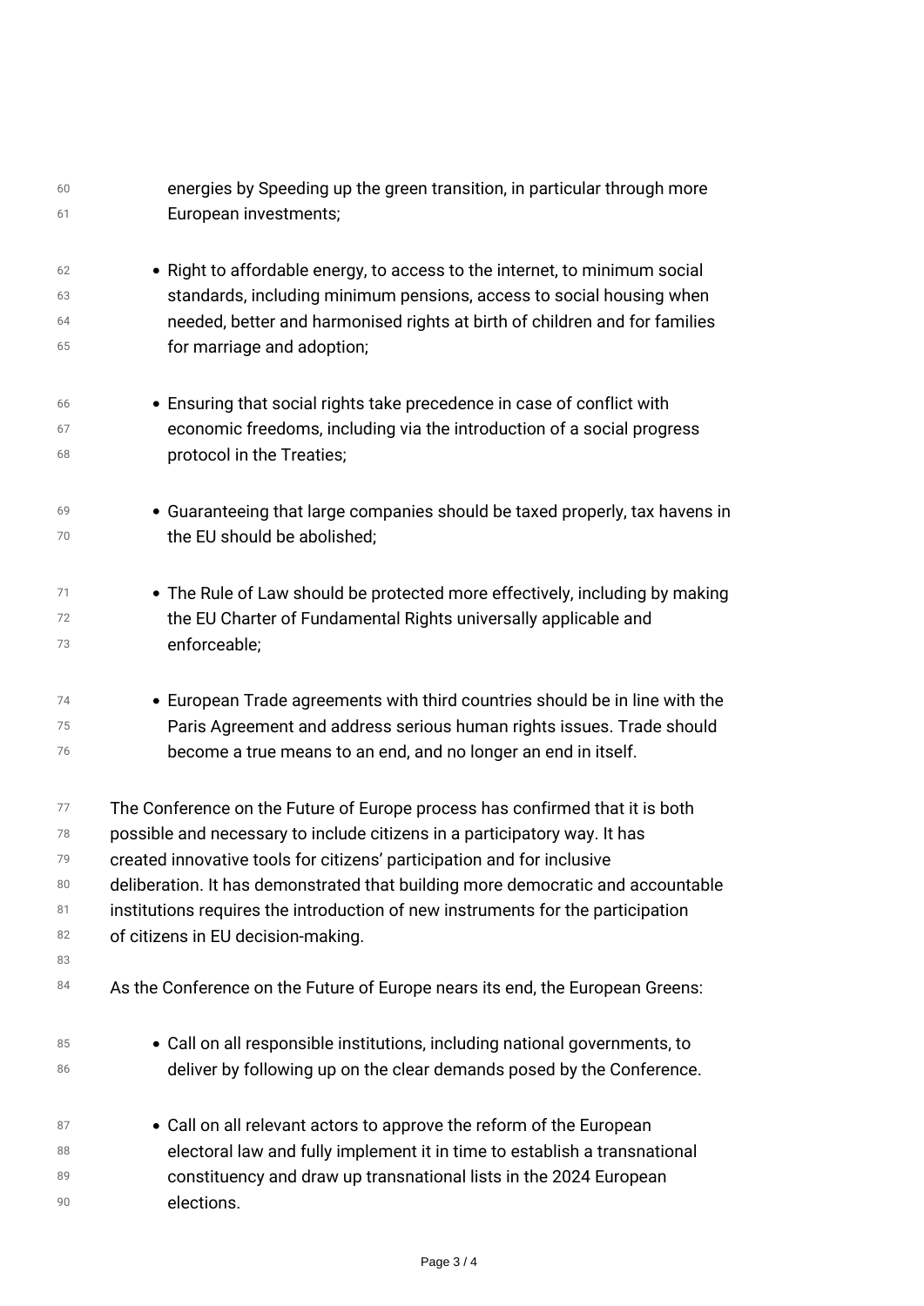energies by Speeding up the green transition, in particular through more European investments;

- Right to affordable energy, to access to the internet, to minimum social standards, including minimum pensions, access to social housing when needed, better and harmonised rights at birth of children and for families for marriage and adoption;

- Ensuring that social rights take precedence in case of conflict with economic freedoms, including via the introduction of a social progress protocol in the Treaties;

- Guaranteeing that large companies should be taxed properly, tax havens in the EU should be abolished;

- The Rule of Law should be protected more effectively, including by making the EU Charter of Fundamental Rights universally applicable and enforceable;

- European Trade agreements with third countries should be in line with the Paris Agreement and address serious human rights issues. Trade should become a true means to an end, and no longer an end in itself.

The Conference on the Future of Europe process has confirmed that it is both possible and necessary to include citizens in a participatory way. It has created innovative tools for citizens' participation and for inclusive deliberation. It has demonstrated that building more democratic and accountable institutions requires the introduction of new instruments for the participation of citizens in EU decision-making.

As the Conference on the Future of Europe nears its end, the European Greens:

- Call on all responsible institutions, including national governments, to deliver by following up on the clear demands posed by the Conference.

- Call on all relevant actors to approve the reform of the European electoral law and fully implement it in time to establish a transnational constituency and draw up transnational lists in the 2024 European elections.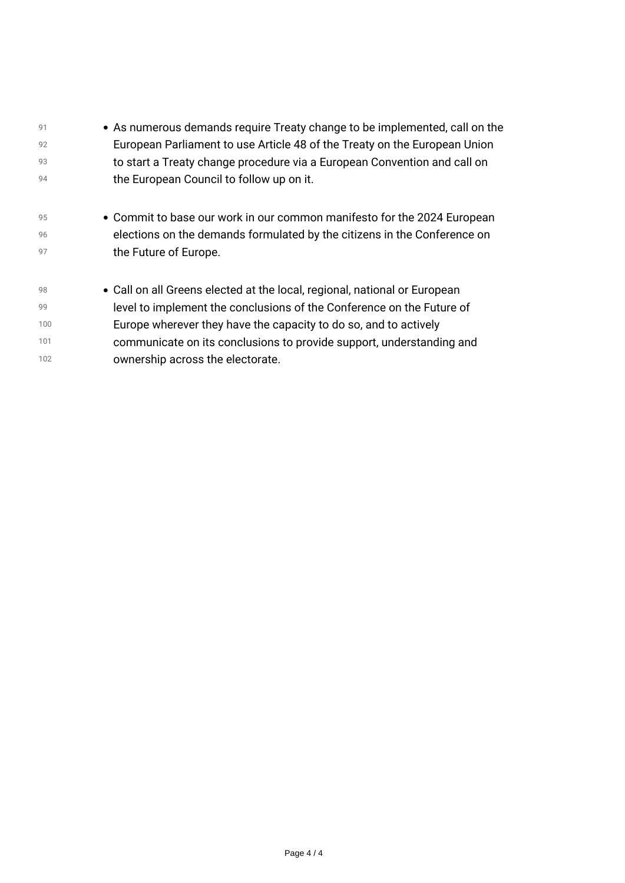- As numerous demands require Treaty change to be implemented, call on the European Parliament to use Article 48 of the Treaty on the European Union to start a Treaty change procedure via a European Convention and call on the European Council to follow up on it.

- Commit to base our work in our common manifesto for the 2024 European elections on the demands formulated by the citizens in the Conference on the Future of Europe.

- Call on all Greens elected at the local, regional, national or European level to implement the conclusions of the Conference on the Future of Europe wherever they have the capacity to do so, and to actively communicate on its conclusions to provide support, understanding and ownership across the electorate.